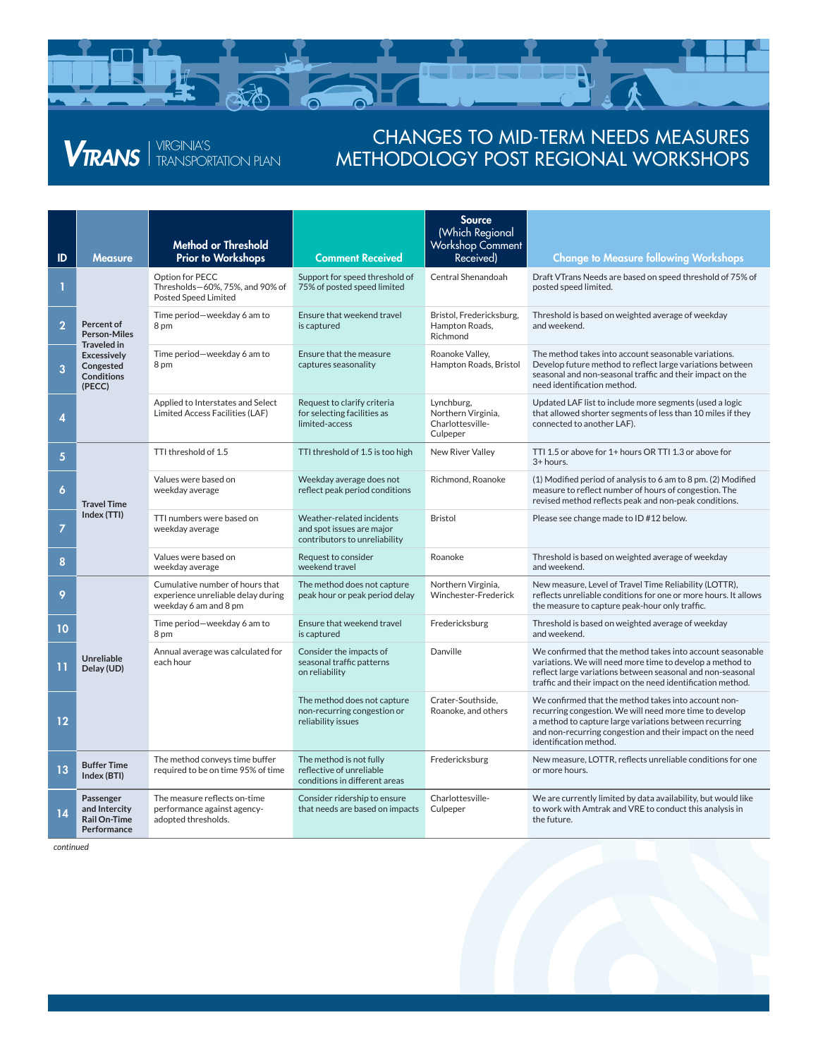# VTRANS | VIRGINIA'S TRANSPORTATION PLAN

# CHANGES TO MID-TERM NEEDS MEASURES METHODOLOGY POST REGIONAL WORKSHOPS

| ID | Measure | Method or Threshold Prior to Workshops | Comment Received | Source (Which Regional Workshop Comment Received) | Change to Measure following Workshops |
|---|---|---|---|---|---|
| 1 | Percent of Person-Miles Traveled in Excessively Congested Conditions (PECC) | Option for PECC Thresholds—60%, 75%, and 90% of Posted Speed Limited | Support for speed threshold of 75% of posted speed limited | Central Shenandoah | Draft VTrans Needs are based on speed threshold of 75% of posted speed limited. |
| 2 | | Time period—weekday 6 am to 8 pm | Ensure that weekend travel is captured | Bristol, Fredericksburg, Hampton Roads, Richmond | Threshold is based on weighted average of weekday and weekend. |
| 3 | | Time period—weekday 6 am to 8 pm | Ensure that the measure captures seasonality | Roanoke Valley, Hampton Roads, Bristol | The method takes into account seasonable variations. Develop future method to reflect large variations between seasonal and non-seasonal traffic and their impact on the need identification method. |
| 4 | | Applied to Interstates and Select Limited Access Facilities (LAF) | Request to clarify criteria for selecting facilities as limited-access | Lynchburg, Northern Virginia, Charlottesville-Culpeper | Updated LAF list to include more segments (used a logic that allowed shorter segments of less than 10 miles if they connected to another LAF). |
| 5 | Travel Time Index (TTI) | TTI threshold of 1.5 | TTI threshold of 1.5 is too high | New River Valley | TTI 1.5 or above for 1+ hours OR TTI 1.3 or above for 3+ hours. |
| 6 | | Values were based on weekday average | Weekday average does not reflect peak period conditions | Richmond, Roanoke | (1) Modified period of analysis to 6 am to 8 pm. (2) Modified measure to reflect number of hours of congestion. The revised method reflects peak and non-peak conditions. |
| 7 | | TTI numbers were based on weekday average | Weather-related incidents and spot issues are major contributors to unreliability | Bristol | Please see change made to ID #12 below. |
| 8 | | Values were based on weekday average | Request to consider weekend travel | Roanoke | Threshold is based on weighted average of weekday and weekend. |
| 9 | Unreliable Delay (UD) | Cumulative number of hours that experience unreliable delay during weekday 6 am and 8 pm | The method does not capture peak hour or peak period delay | Northern Virginia, Winchester-Frederick | New measure, Level of Travel Time Reliability (LOTTR), reflects unreliable conditions for one or more hours. It allows the measure to capture peak-hour only traffic. |
| 10 | | Time period—weekday 6 am to 8 pm | Ensure that weekend travel is captured | Fredericksburg | Threshold is based on weighted average of weekday and weekend. |
| 11 | | Annual average was calculated for each hour | Consider the impacts of seasonal traffic patterns on reliability | Danville | We confirmed that the method takes into account seasonable variations. We will need more time to develop a method to reflect large variations between seasonal and non-seasonal traffic and their impact on the need identification method. |
| 12 | | | The method does not capture non-recurring congestion or reliability issues | Crater-Southside, Roanoke, and others | We confirmed that the method takes into account non-recurring congestion. We will need more time to develop a method to capture large variations between recurring and non-recurring congestion and their impact on the need identification method. |
| 13 | Buffer Time Index (BTI) | The method conveys time buffer required to be on time 95% of time | The method is not fully reflective of unreliable conditions in different areas | Fredericksburg | New measure, LOTTR, reflects unreliable conditions for one or more hours. |
| 14 | Passenger and Intercity Rail On-Time Performance | The measure reflects on-time performance against agency-adopted thresholds. | Consider ridership to ensure that needs are based on impacts | Charlottesville-Culpeper | We are currently limited by data availability, but would like to work with Amtrak and VRE to conduct this analysis in the future. |

*continued*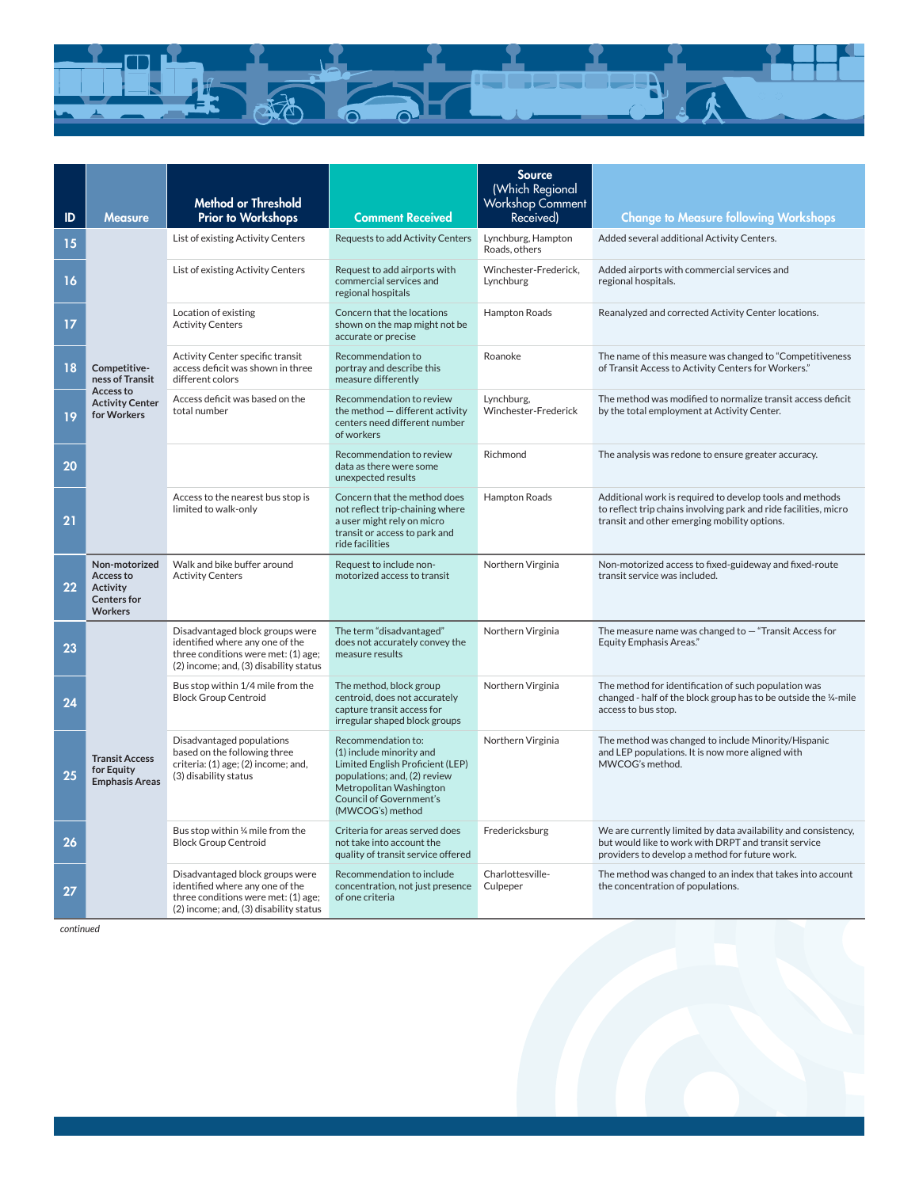| ID | Measure | Method or Threshold Prior to Workshops | Comment Received | Source (Which Regional Workshop Comment Received) | Change to Measure following Workshops |
|---|---|---|---|---|---|
| 15 | Competitive-ness of Transit Access to Activity Center for Workers | List of existing Activity Centers | Requests to add Activity Centers | Lynchburg, Hampton Roads, others | Added several additional Activity Centers. |
| 16 | | List of existing Activity Centers | Request to add airports with commercial services and regional hospitals | Winchester-Frederick, Lynchburg | Added airports with commercial services and regional hospitals. |
| 17 | | Location of existing Activity Centers | Concern that the locations shown on the map might not be accurate or precise | Hampton Roads | Reanalyzed and corrected Activity Center locations. |
| 18 | | Activity Center specific transit access deficit was shown in three different colors | Recommendation to portray and describe this measure differently | Roanoke | The name of this measure was changed to "Competitiveness of Transit Access to Activity Centers for Workers." |
| 19 | | Access deficit was based on the total number | Recommendation to review the method — different activity centers need different number of workers | Lynchburg, Winchester-Frederick | The method was modified to normalize transit access deficit by the total employment at Activity Center. |
| 20 | | | Recommendation to review data as there were some unexpected results | Richmond | The analysis was redone to ensure greater accuracy. |
| 21 | | Access to the nearest bus stop is limited to walk-only | Concern that the method does not reflect trip-chaining where a user might rely on micro transit or access to park and ride facilities | Hampton Roads | Additional work is required to develop tools and methods to reflect trip chains involving park and ride facilities, micro transit and other emerging mobility options. |
| 22 | Non-motorized Access to Activity Centers for Workers | Walk and bike buffer around Activity Centers | Request to include non-motorized access to transit | Northern Virginia | Non-motorized access to fixed-guideway and fixed-route transit service was included. |
| 23 | Transit Access for Equity Emphasis Areas | Disadvantaged block groups were identified where any one of the three conditions were met: (1) age; (2) income; and, (3) disability status | The term "disadvantaged" does not accurately convey the measure results | Northern Virginia | The measure name was changed to — "Transit Access for Equity Emphasis Areas." |
| 24 | | Bus stop within 1/4 mile from the Block Group Centroid | The method, block group centroid, does not accurately capture transit access for irregular shaped block groups | Northern Virginia | The method for identification of such population was changed - half of the block group has to be outside the ¼-mile access to bus stop. |
| 25 | | Disadvantaged populations based on the following three criteria: (1) age; (2) income; and, (3) disability status | Recommendation to: (1) include minority and Limited English Proficient (LEP) populations; and, (2) review Metropolitan Washington Council of Government's (MWCOG's) method | Northern Virginia | The method was changed to include Minority/Hispanic and LEP populations. It is now more aligned with MWCOG's method. |
| 26 | | Bus stop within ¼ mile from the Block Group Centroid | Criteria for areas served does not take into account the quality of transit service offered | Fredericksburg | We are currently limited by data availability and consistency, but would like to work with DRPT and transit service providers to develop a method for future work. |
| 27 | | Disadvantaged block groups were identified where any one of the three conditions were met: (1) age; (2) income; and, (3) disability status | Recommendation to include concentration, not just presence of one criteria | Charlottesville-Culpeper | The method was changed to an index that takes into account the concentration of populations. |

*continued*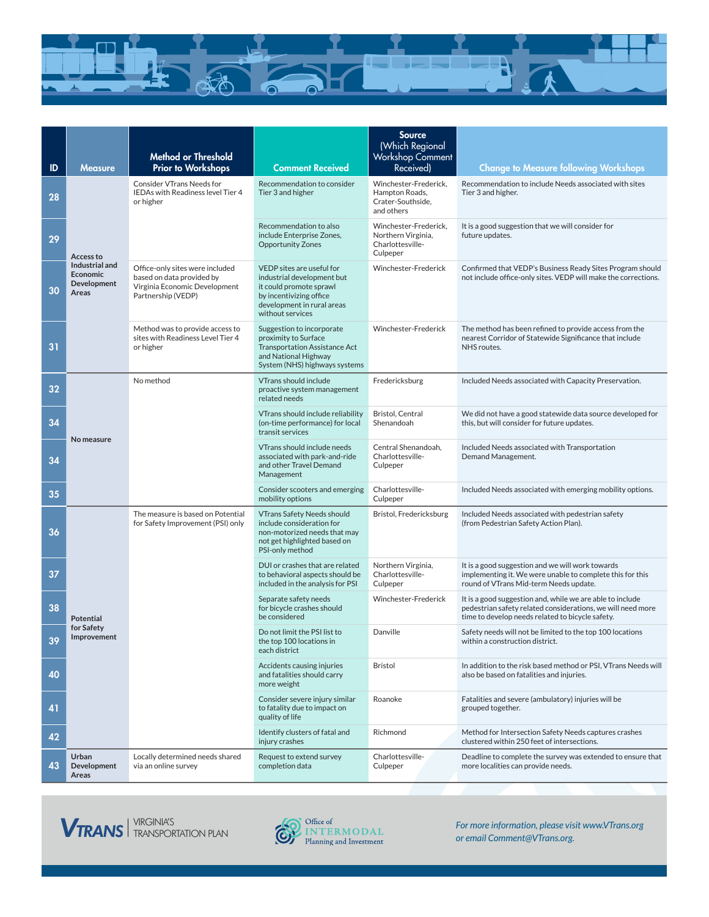| ID | Measure | Method or Threshold Prior to Workshops | Comment Received | Source (Which Regional Workshop Comment Received) | Change to Measure following Workshops |
|---|---|---|---|---|---|
| 28 | Access to Industrial and Economic Development Areas | Consider VTrans Needs for IEDAs with Readiness level Tier 4 or higher | Recommendation to consider Tier 3 and higher | Winchester-Frederick, Hampton Roads, Crater-Southside, and others | Recommendation to include Needs associated with sites Tier 3 and higher. |
| 29 | | | Recommendation to also include Enterprise Zones, Opportunity Zones | Winchester-Frederick, Northern Virginia, Charlottesville-Culpeper | It is a good suggestion that we will consider for future updates. |
| 30 | | Office-only sites were included based on data provided by Virginia Economic Development Partnership (VEDP) | VEDP sites are useful for industrial development but it could promote sprawl by incentivizing office development in rural areas without services | Winchester-Frederick | Confirmed that VEDP's Business Ready Sites Program should not include office-only sites. VEDP will make the corrections. |
| 31 | | Method was to provide access to sites with Readiness Level Tier 4 or higher | Suggestion to incorporate proximity to Surface Transportation Assistance Act and National Highway System (NHS) highways systems | Winchester-Frederick | The method has been refined to provide access from the nearest Corridor of Statewide Significance that include NHS routes. |
| 32 | No measure | No method | VTrans should include proactive system management related needs | Fredericksburg | Included Needs associated with Capacity Preservation. |
| 34 | | | VTrans should include reliability (on-time performance) for local transit services | Bristol, Central Shenandoah | We did not have a good statewide data source developed for this, but will consider for future updates. |
| 34 | | | VTrans should include needs associated with park-and-ride and other Travel Demand Management | Central Shenandoah, Charlottesville-Culpeper | Included Needs associated with Transportation Demand Management. |
| 35 | | | Consider scooters and emerging mobility options | Charlottesville-Culpeper | Included Needs associated with emerging mobility options. |
| 36 | Potential for Safety Improvement | The measure is based on Potential for Safety Improvement (PSI) only | VTrans Safety Needs should include consideration for non-motorized needs that may not get highlighted based on PSI-only method | Bristol, Fredericksburg | Included Needs associated with pedestrian safety (from Pedestrian Safety Action Plan). |
| 37 | | | DUI or crashes that are related to behavioral aspects should be included in the analysis for PSI | Northern Virginia, Charlottesville-Culpeper | It is a good suggestion and we will work towards implementing it. We were unable to complete this for this round of VTrans Mid-term Needs update. |
| 38 | | | Separate safety needs for bicycle crashes should be considered | Winchester-Frederick | It is a good suggestion and, while we are able to include pedestrian safety related considerations, we will need more time to develop needs related to bicycle safety. |
| 39 | | | Do not limit the PSI list to the top 100 locations in each district | Danville | Safety needs will not be limited to the top 100 locations within a construction district. |
| 40 | | | Accidents causing injuries and fatalities should carry more weight | Bristol | In addition to the risk based method or PSI, VTrans Needs will also be based on fatalities and injuries. |
| 41 | | | Consider severe injury similar to fatality due to impact on quality of life | Roanoke | Fatalities and severe (ambulatory) injuries will be grouped together. |
| 42 | | | Identify clusters of fatal and injury crashes | Richmond | Method for Intersection Safety Needs captures crashes clustered within 250 feet of intersections. |
| 43 | Urban Development Areas | Locally determined needs shared via an online survey | Request to extend survey completion data | Charlottesville-Culpeper | Deadline to complete the survey was extended to ensure that more localities can provide needs. |

VTRANS | VIRGINIA'S TRANSPORTATION PLAN

Office of INTERMODAL Planning and Investment

*For more information, please visit www.VTrans.org or email Comment@VTrans.org.*